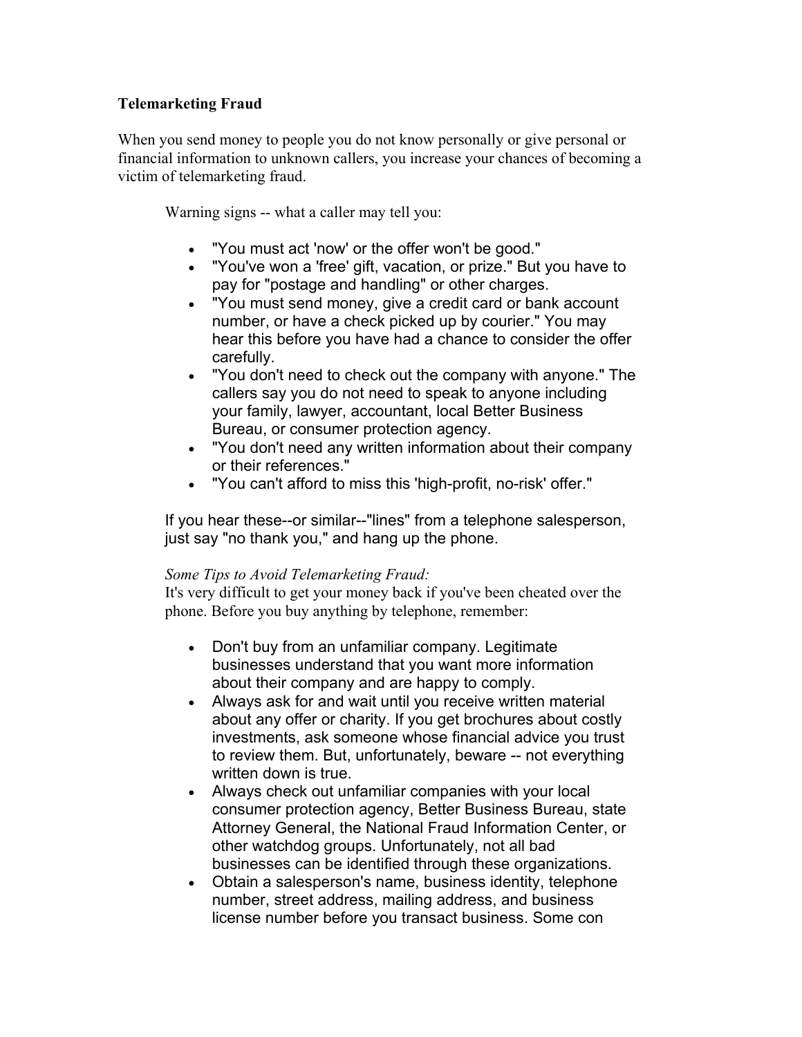**Telemarketing Fraud**

When you send money to people you do not know personally or give personal or financial information to unknown callers, you increase your chances of becoming a victim of telemarketing fraud.

Warning signs -- what a caller may tell you:

- "You must act 'now' or the offer won't be good."
- "You've won a 'free' gift, vacation, or prize." But you have to pay for "postage and handling" or other charges.
- "You must send money, give a credit card or bank account number, or have a check picked up by courier." You may hear this before you have had a chance to consider the offer carefully.
- "You don't need to check out the company with anyone." The callers say you do not need to speak to anyone including your family, lawyer, accountant, local Better Business Bureau, or consumer protection agency.
- "You don't need any written information about their company or their references."
- "You can't afford to miss this 'high-profit, no-risk' offer."

If you hear these--or similar--"lines" from a telephone salesperson, just say "no thank you," and hang up the phone.

*Some Tips to Avoid Telemarketing Fraud:*
It's very difficult to get your money back if you've been cheated over the phone. Before you buy anything by telephone, remember:

- Don't buy from an unfamiliar company. Legitimate businesses understand that you want more information about their company and are happy to comply.
- Always ask for and wait until you receive written material about any offer or charity. If you get brochures about costly investments, ask someone whose financial advice you trust to review them. But, unfortunately, beware -- not everything written down is true.
- Always check out unfamiliar companies with your local consumer protection agency, Better Business Bureau, state Attorney General, the National Fraud Information Center, or other watchdog groups. Unfortunately, not all bad businesses can be identified through these organizations.
- Obtain a salesperson's name, business identity, telephone number, street address, mailing address, and business license number before you transact business. Some con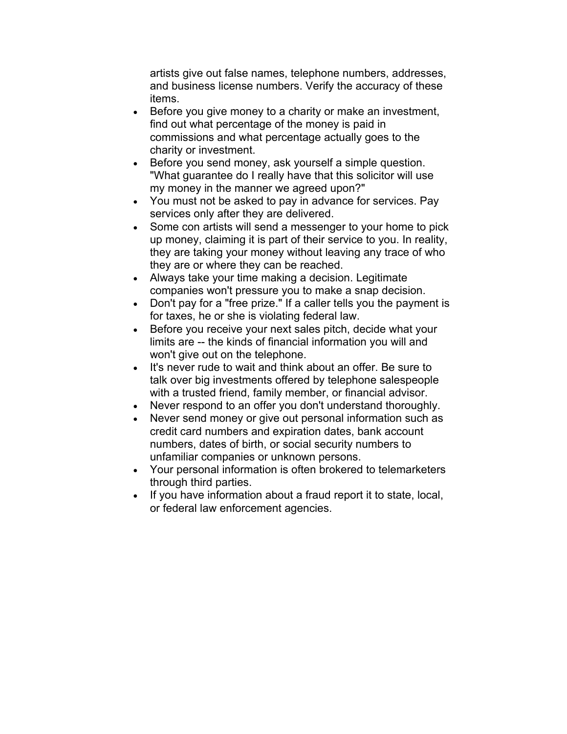artists give out false names, telephone numbers, addresses, and business license numbers. Verify the accuracy of these items.

- Before you give money to a charity or make an investment, find out what percentage of the money is paid in commissions and what percentage actually goes to the charity or investment.
- Before you send money, ask yourself a simple question. "What guarantee do I really have that this solicitor will use my money in the manner we agreed upon?"
- You must not be asked to pay in advance for services. Pay services only after they are delivered.
- Some con artists will send a messenger to your home to pick up money, claiming it is part of their service to you. In reality, they are taking your money without leaving any trace of who they are or where they can be reached.
- Always take your time making a decision. Legitimate companies won't pressure you to make a snap decision.
- Don't pay for a "free prize." If a caller tells you the payment is for taxes, he or she is violating federal law.
- Before you receive your next sales pitch, decide what your limits are -- the kinds of financial information you will and won't give out on the telephone.
- It's never rude to wait and think about an offer. Be sure to talk over big investments offered by telephone salespeople with a trusted friend, family member, or financial advisor.
- Never respond to an offer you don't understand thoroughly.
- Never send money or give out personal information such as credit card numbers and expiration dates, bank account numbers, dates of birth, or social security numbers to unfamiliar companies or unknown persons.
- Your personal information is often brokered to telemarketers through third parties.
- If you have information about a fraud report it to state, local, or federal law enforcement agencies.